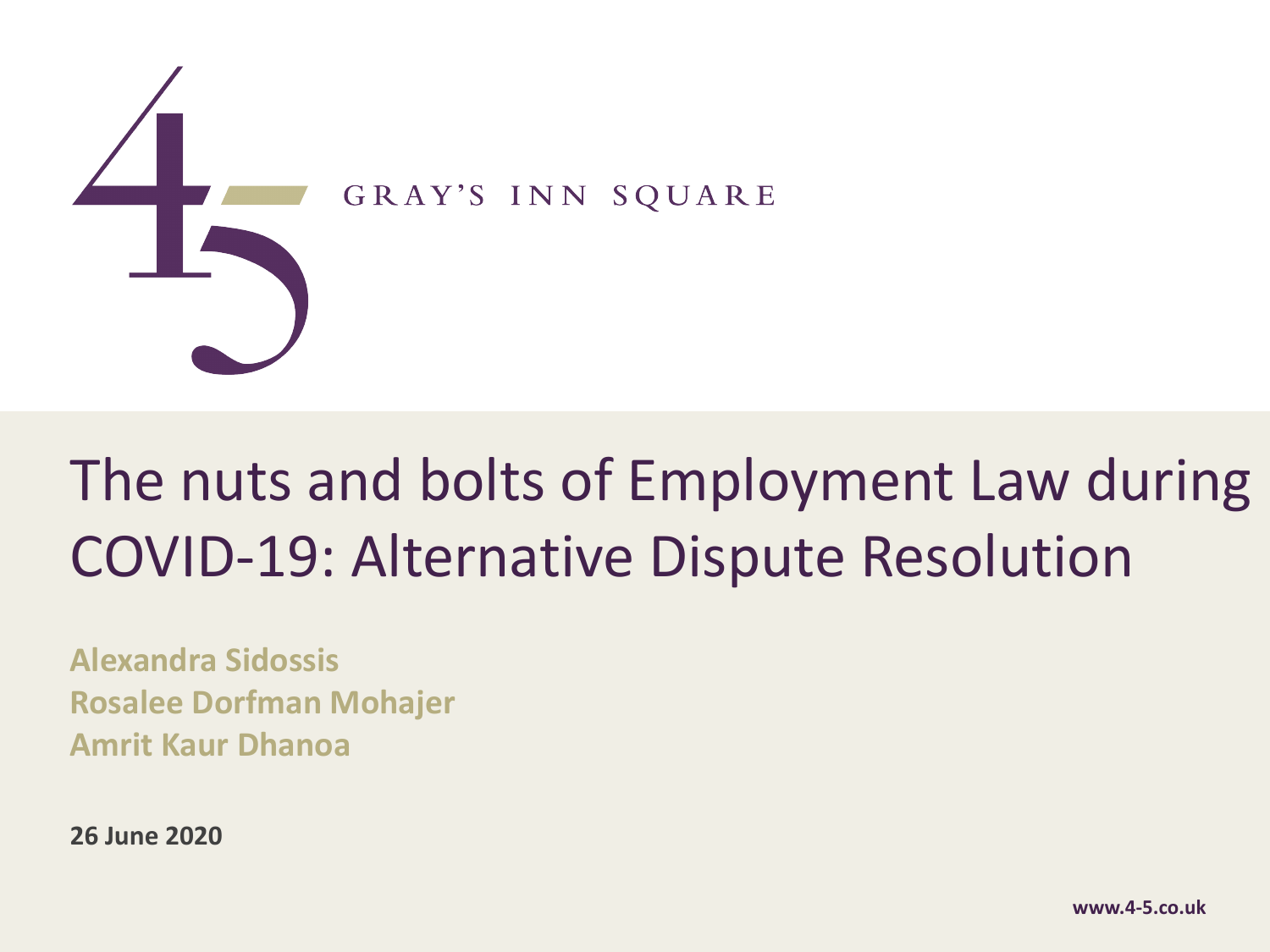GRAY'S INN SQUARE

# The nuts and bolts of Employment Law during COVID-19: Alternative Dispute Resolution

**Alexandra Sidossis**
**Rosalee Dorfman Mohajer**
**Amrit Kaur Dhanoa**

**26 June 2020**

**www.4-5.co.uk**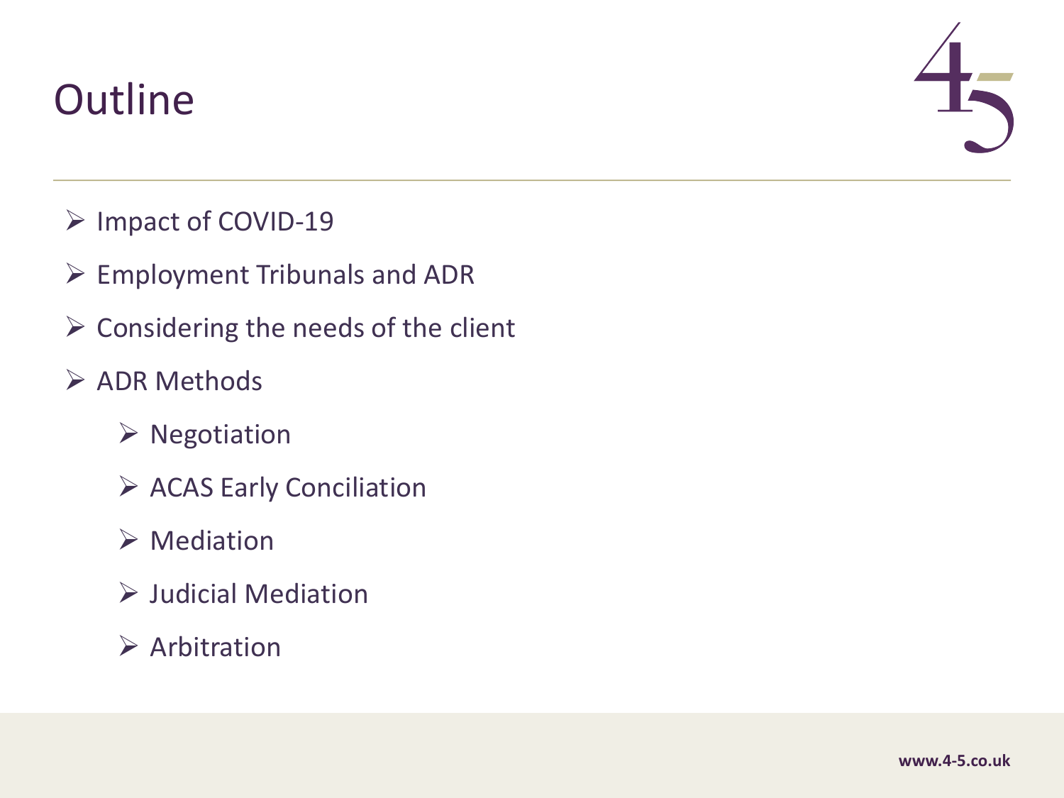# Outline

- Impact of COVID-19
- Employment Tribunals and ADR
- Considering the needs of the client
- ADR Methods
  - Negotiation
  - ACAS Early Conciliation
  - Mediation
  - Judicial Mediation
  - Arbitration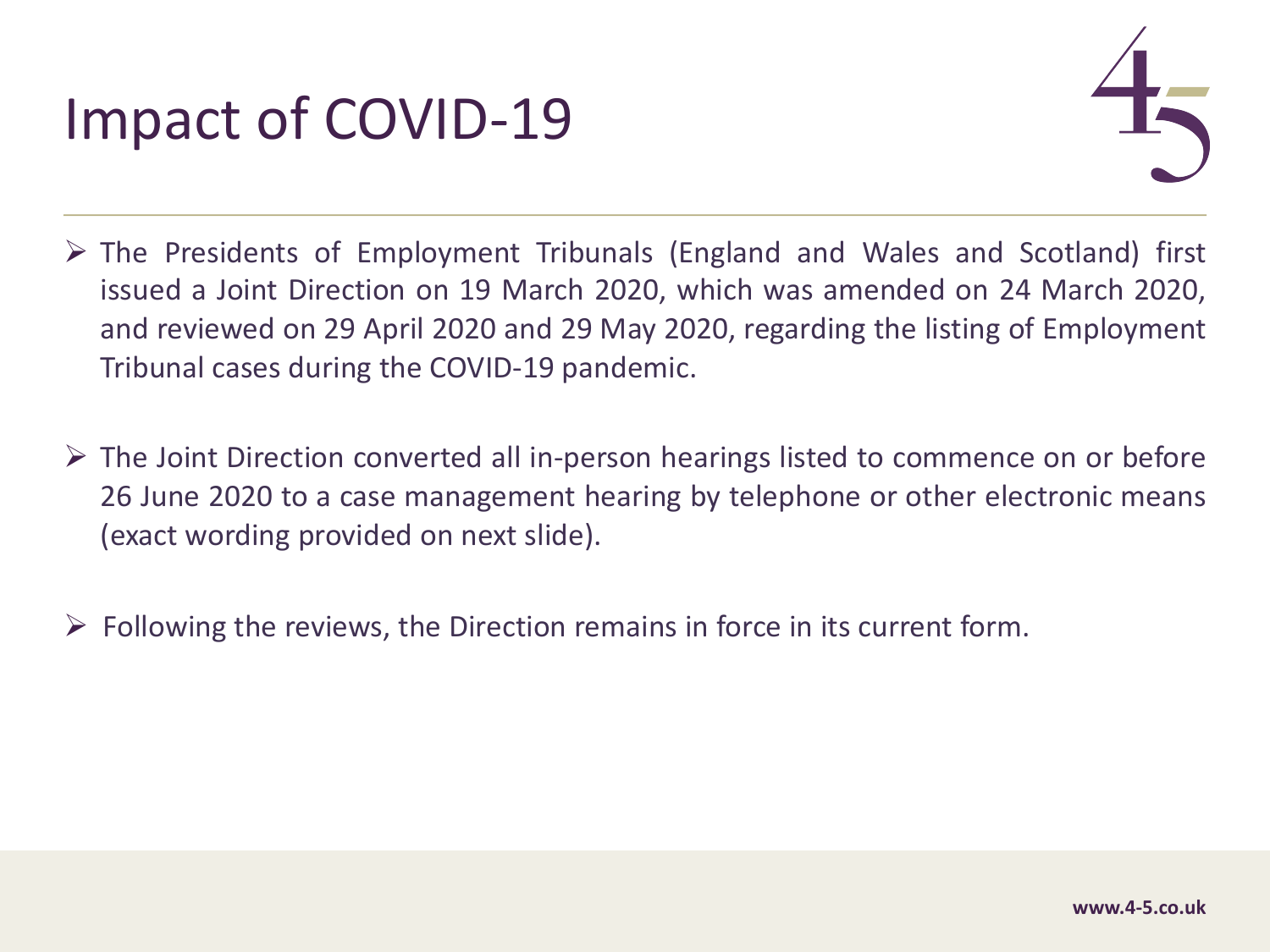# Impact of COVID-19

- The Presidents of Employment Tribunals (England and Wales and Scotland) first issued a Joint Direction on 19 March 2020, which was amended on 24 March 2020, and reviewed on 29 April 2020 and 29 May 2020, regarding the listing of Employment Tribunal cases during the COVID-19 pandemic.

- The Joint Direction converted all in-person hearings listed to commence on or before 26 June 2020 to a case management hearing by telephone or other electronic means (exact wording provided on next slide).

- Following the reviews, the Direction remains in force in its current form.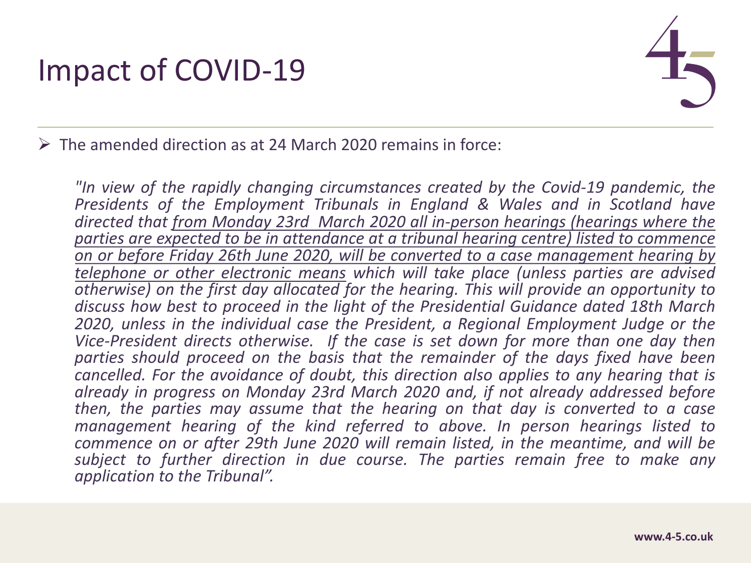# Impact of COVID-19

- The amended direction as at 24 March 2020 remains in force:

  *"In view of the rapidly changing circumstances created by the Covid-19 pandemic, the Presidents of the Employment Tribunals in England & Wales and in Scotland have directed that <u>from Monday 23rd March 2020 all in-person hearings (hearings where the parties are expected to be in attendance at a tribunal hearing centre) listed to commence on or before Friday 26th June 2020, will be converted to a case management hearing by telephone or other electronic means</u> which will take place (unless parties are advised otherwise) on the first day allocated for the hearing. This will provide an opportunity to discuss how best to proceed in the light of the Presidential Guidance dated 18th March 2020, unless in the individual case the President, a Regional Employment Judge or the Vice-President directs otherwise. If the case is set down for more than one day then parties should proceed on the basis that the remainder of the days fixed have been cancelled. For the avoidance of doubt, this direction also applies to any hearing that is already in progress on Monday 23rd March 2020 and, if not already addressed before then, the parties may assume that the hearing on that day is converted to a case management hearing of the kind referred to above. In person hearings listed to commence on or after 29th June 2020 will remain listed, in the meantime, and will be subject to further direction in due course. The parties remain free to make any application to the Tribunal".*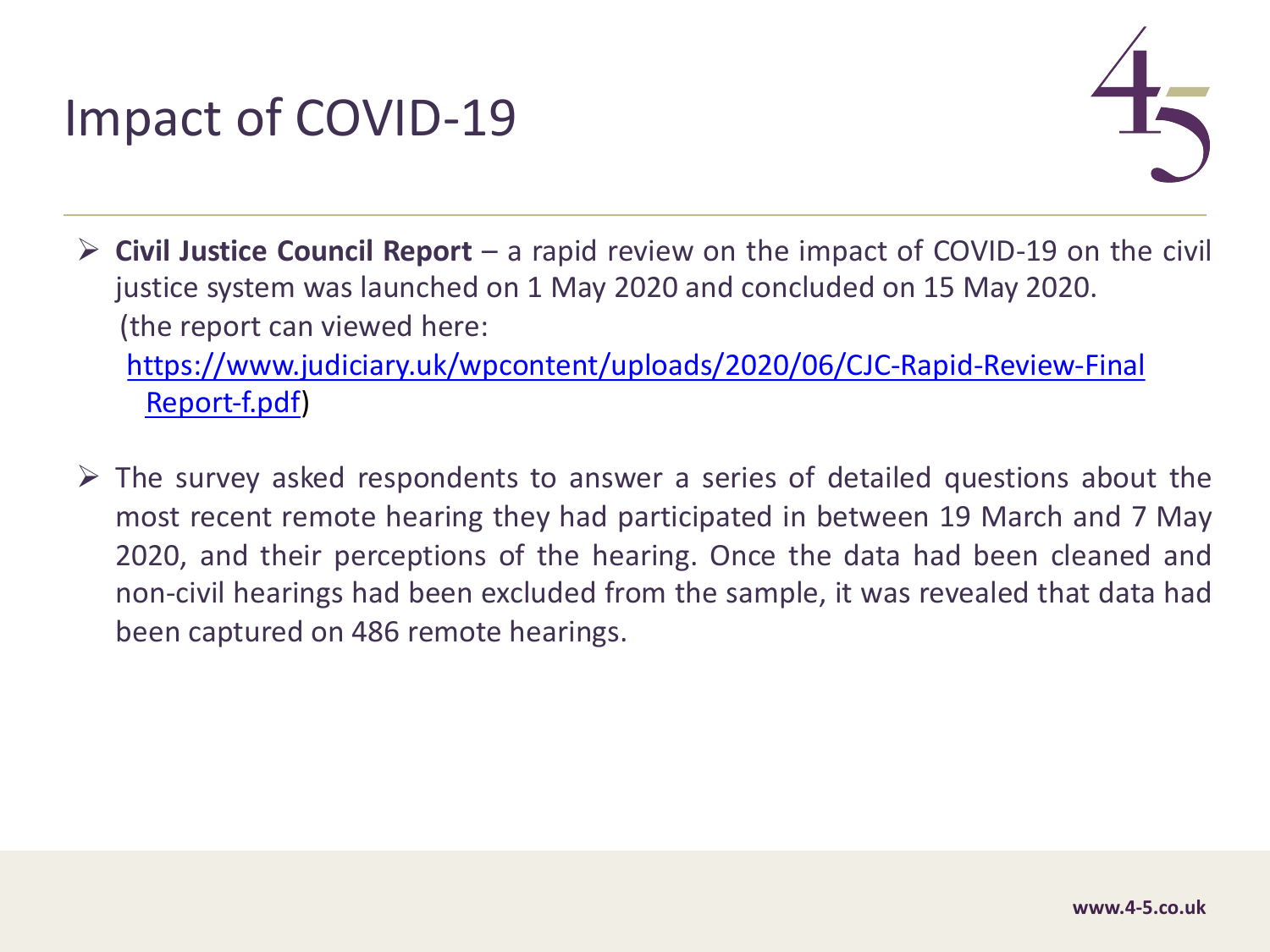# Impact of COVID-19

- **Civil Justice Council Report** – a rapid review on the impact of COVID-19 on the civil justice system was launched on 1 May 2020 and concluded on 15 May 2020. (the report can viewed here: https://www.judiciary.uk/wpcontent/uploads/2020/06/CJC-Rapid-Review-Final Report-f.pdf)

- The survey asked respondents to answer a series of detailed questions about the most recent remote hearing they had participated in between 19 March and 7 May 2020, and their perceptions of the hearing. Once the data had been cleaned and non-civil hearings had been excluded from the sample, it was revealed that data had been captured on 486 remote hearings.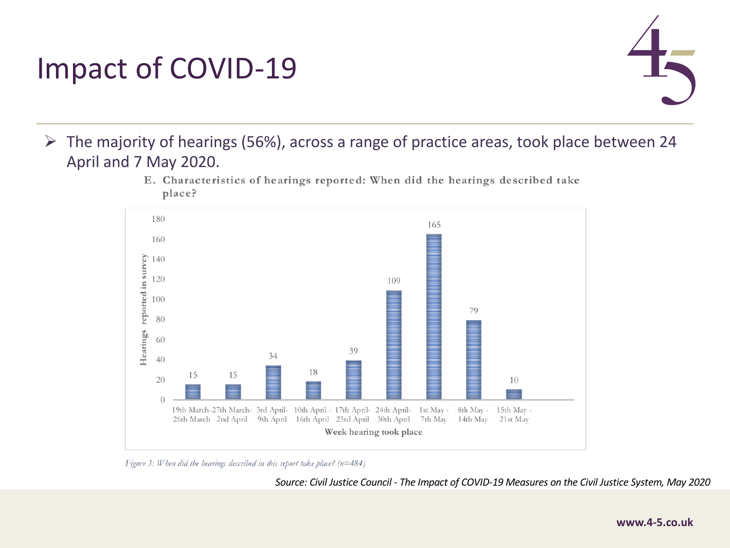# Impact of COVID-19

- The majority of hearings (56%), across a range of practice areas, took place between 24 April and 7 May 2020.

E. Characteristics of hearings reported: When did the hearings described take place?

| Week hearing took place | Hearings reported in survey |
| --- | --- |
| 19th March-26th March | 15 |
| 27th March-2nd April | 15 |
| 3rd April-9th April | 34 |
| 10th April - 16th April | 18 |
| 17th April-23rd April | 39 |
| 24th April-30th April | 109 |
| 1st May - 7th May | 165 |
| 8th May - 14th May | 79 |
| 15th May - 21st May | 10 |

*Figure 3: When did the hearings described in this report take place? (n=484)*

*Source: Civil Justice Council - The Impact of COVID-19 Measures on the Civil Justice System, May 2020*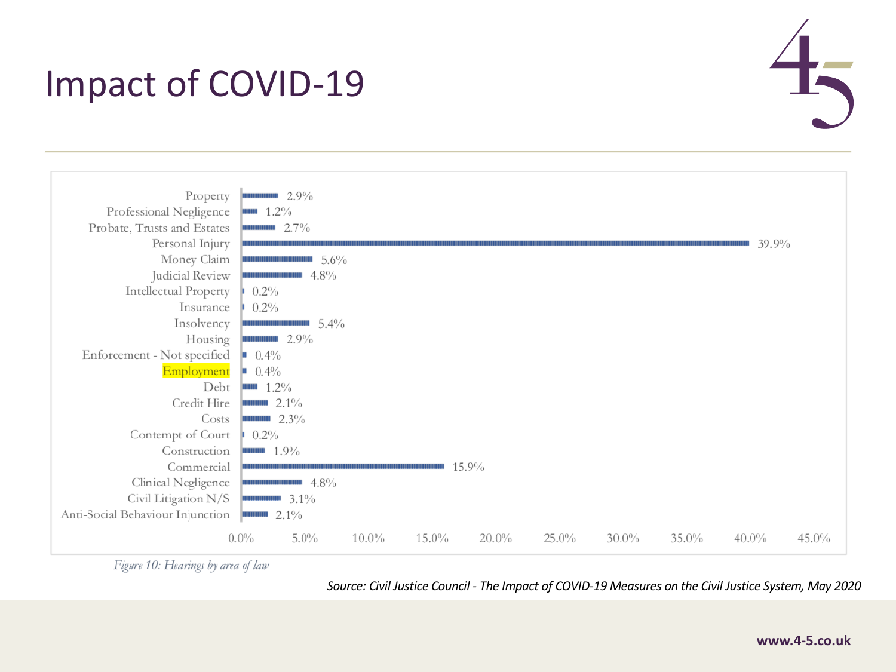# Impact of COVID-19

| Area of law | Hearings (%) |
|---|---|
| Property | 2.9% |
| Professional Negligence | 1.2% |
| Probate, Trusts and Estates | 2.7% |
| Personal Injury | 39.9% |
| Money Claim | 5.6% |
| Judicial Review | 4.8% |
| Intellectual Property | 0.2% |
| Insurance | 0.2% |
| Insolvency | 5.4% |
| Housing | 2.9% |
| Enforcement - Not specified | 0.4% |
| Employment | 0.4% |
| Debt | 1.2% |
| Credit Hire | 2.1% |
| Costs | 2.3% |
| Contempt of Court | 0.2% |
| Construction | 1.9% |
| Commercial | 15.9% |
| Clinical Negligence | 4.8% |
| Civil Litigation N/S | 3.1% |
| Anti-Social Behaviour Injunction | 2.1% |

*Figure 10: Hearings by area of law*

*Source: Civil Justice Council - The Impact of COVID-19 Measures on the Civil Justice System, May 2020*

**www.4-5.co.uk**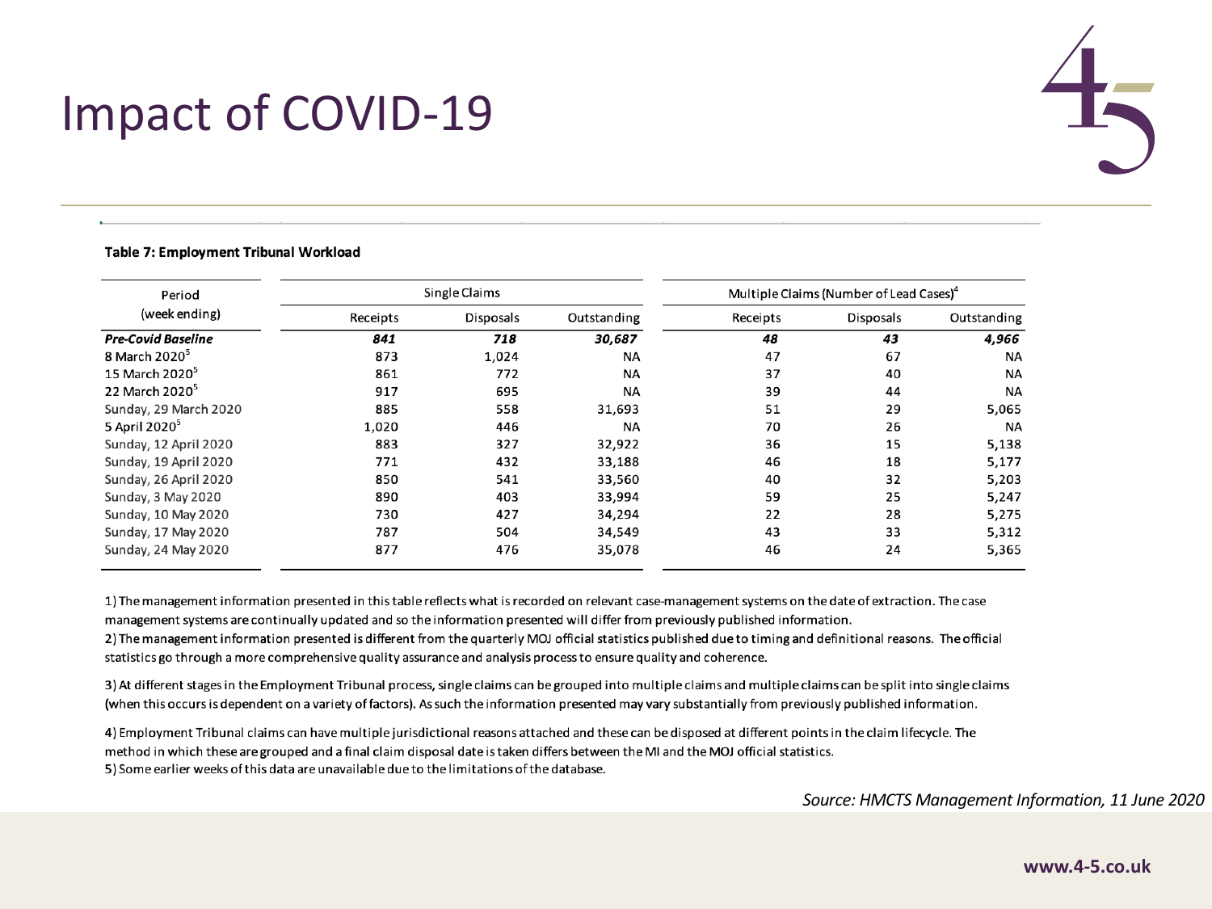# Impact of COVID-19

**Table 7: Employment Tribunal Workload**

| Period (week ending) | Single Claims | | | Multiple Claims (Number of Lead Cases)[4] | | |
|---|---|---|---|---|---|---|
| | Receipts | Disposals | Outstanding | Receipts | Disposals | Outstanding |
| ***Pre-Covid Baseline*** | ***841*** | ***718*** | ***30,687*** | ***48*** | ***43*** | ***4,966*** |
| 8 March 2020[5] | 873 | 1,024 | NA | 47 | 67 | NA |
| 15 March 2020[5] | 861 | 772 | NA | 37 | 40 | NA |
| 22 March 2020[5] | 917 | 695 | NA | 39 | 44 | NA |
| Sunday, 29 March 2020 | 885 | 558 | 31,693 | 51 | 29 | 5,065 |
| 5 April 2020[5] | 1,020 | 446 | NA | 70 | 26 | NA |
| Sunday, 12 April 2020 | 883 | 327 | 32,922 | 36 | 15 | 5,138 |
| Sunday, 19 April 2020 | 771 | 432 | 33,188 | 46 | 18 | 5,177 |
| Sunday, 26 April 2020 | 850 | 541 | 33,560 | 40 | 32 | 5,203 |
| Sunday, 3 May 2020 | 890 | 403 | 33,994 | 59 | 25 | 5,247 |
| Sunday, 10 May 2020 | 730 | 427 | 34,294 | 22 | 28 | 5,275 |
| Sunday, 17 May 2020 | 787 | 504 | 34,549 | 43 | 33 | 5,312 |
| Sunday, 24 May 2020 | 877 | 476 | 35,078 | 46 | 24 | 5,365 |

1) The management information presented in this table reflects what is recorded on relevant case-management systems on the date of extraction. The case management systems are continually updated and so the information presented will differ from previously published information.
2) The management information presented is different from the quarterly MOJ official statistics published due to timing and definitional reasons. The official statistics go through a more comprehensive quality assurance and analysis process to ensure quality and coherence.

3) At different stages in the Employment Tribunal process, single claims can be grouped into multiple claims and multiple claims can be split into single claims (when this occurs is dependent on a variety of factors). As such the information presented may vary substantially from previously published information.

4) Employment Tribunal claims can have multiple jurisdictional reasons attached and these can be disposed at different points in the claim lifecycle. The method in which these are grouped and a final claim disposal date is taken differs between the MI and the MOJ official statistics.
5) Some earlier weeks of this data are unavailable due to the limitations of the database.

*Source: HMCTS Management Information, 11 June 2020*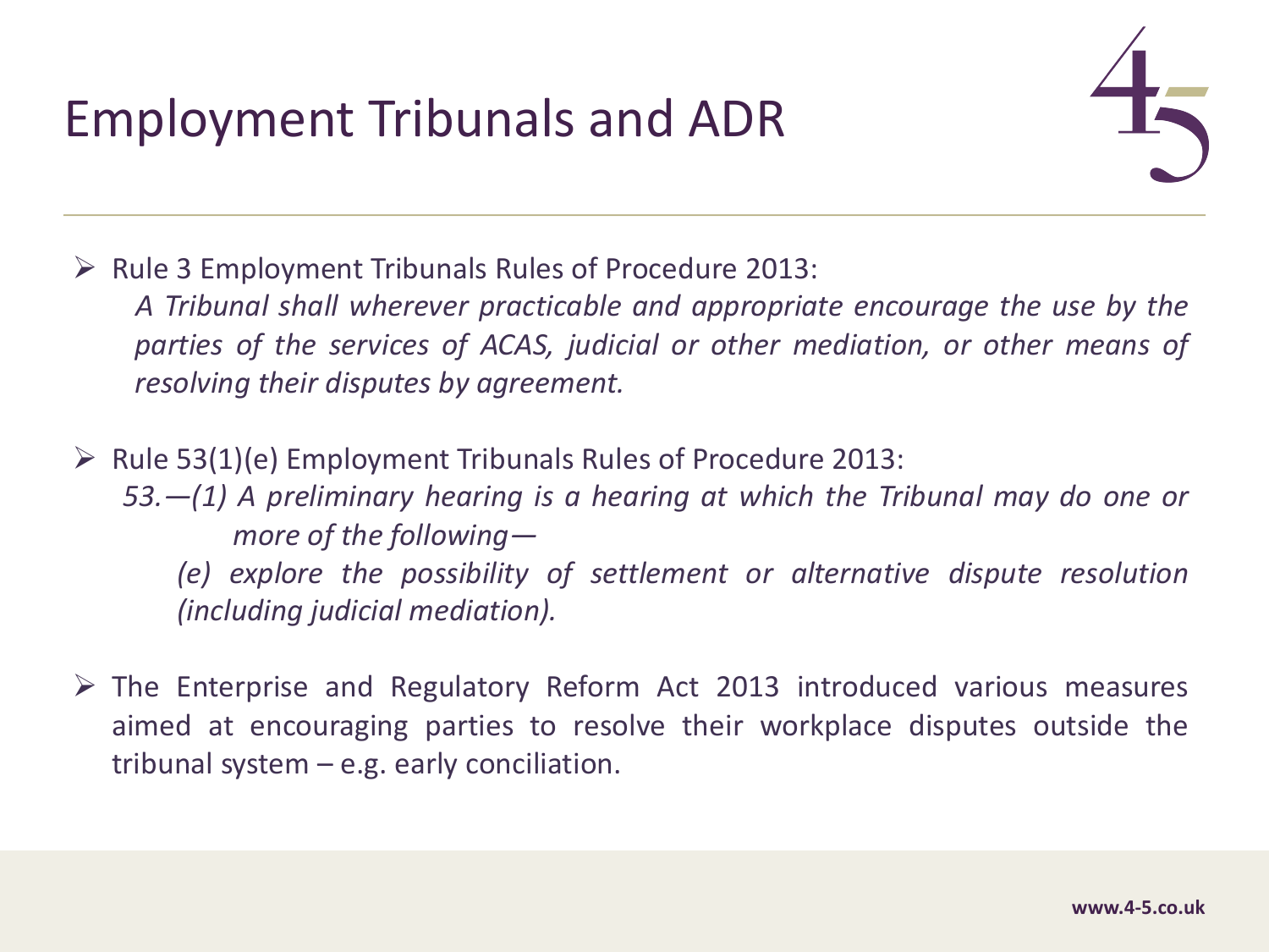# Employment Tribunals and ADR

- Rule 3 Employment Tribunals Rules of Procedure 2013:

  *A Tribunal shall wherever practicable and appropriate encourage the use by the parties of the services of ACAS, judicial or other mediation, or other means of resolving their disputes by agreement.*

- Rule 53(1)(e) Employment Tribunals Rules of Procedure 2013:

  *53.—(1) A preliminary hearing is a hearing at which the Tribunal may do one or more of the following—*

  *(e) explore the possibility of settlement or alternative dispute resolution (including judicial mediation).*

- The Enterprise and Regulatory Reform Act 2013 introduced various measures aimed at encouraging parties to resolve their workplace disputes outside the tribunal system – e.g. early conciliation.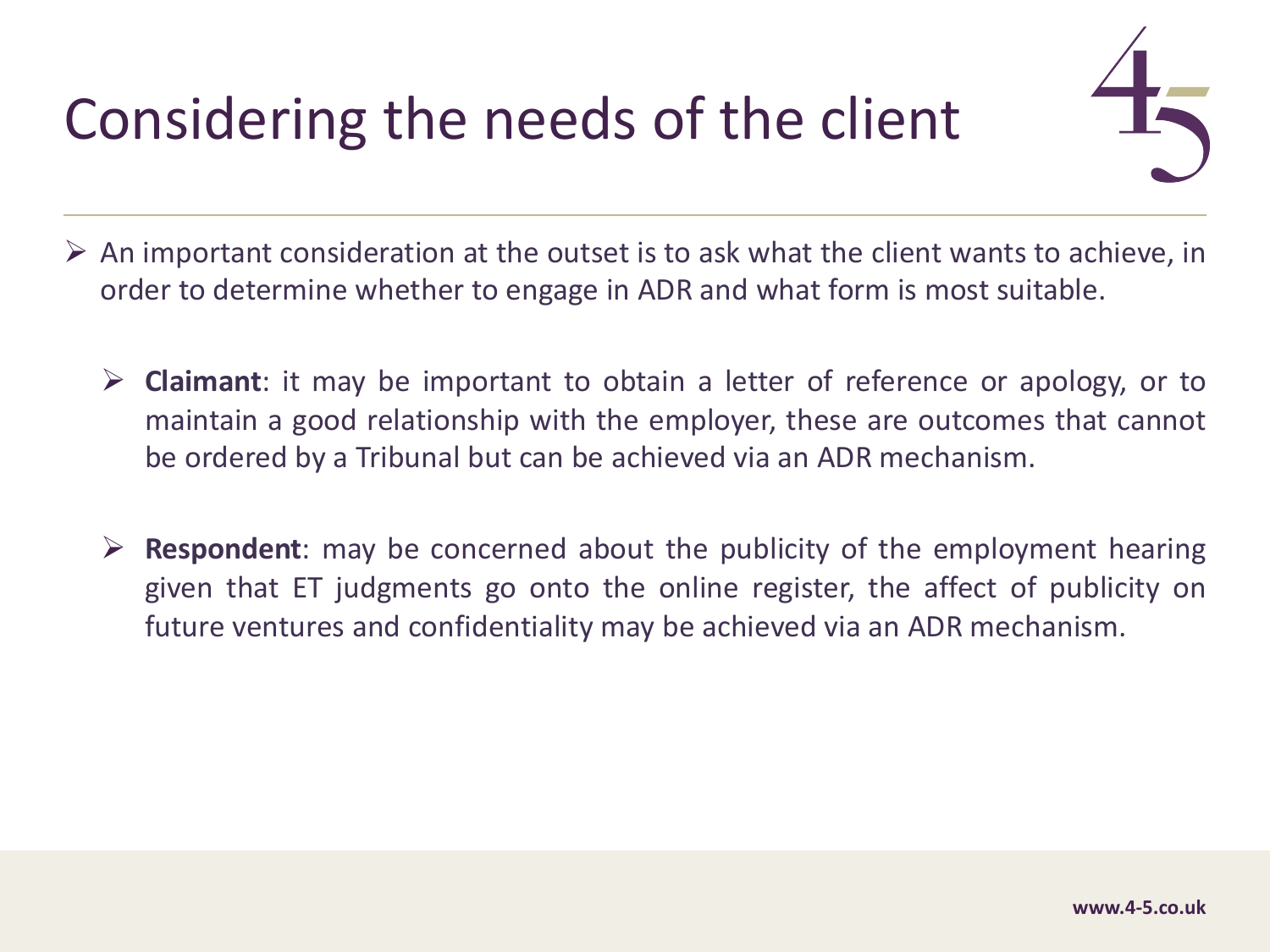# Considering the needs of the client

- An important consideration at the outset is to ask what the client wants to achieve, in order to determine whether to engage in ADR and what form is most suitable.
  - **Claimant**: it may be important to obtain a letter of reference or apology, or to maintain a good relationship with the employer, these are outcomes that cannot be ordered by a Tribunal but can be achieved via an ADR mechanism.
  - **Respondent**: may be concerned about the publicity of the employment hearing given that ET judgments go onto the online register, the affect of publicity on future ventures and confidentiality may be achieved via an ADR mechanism.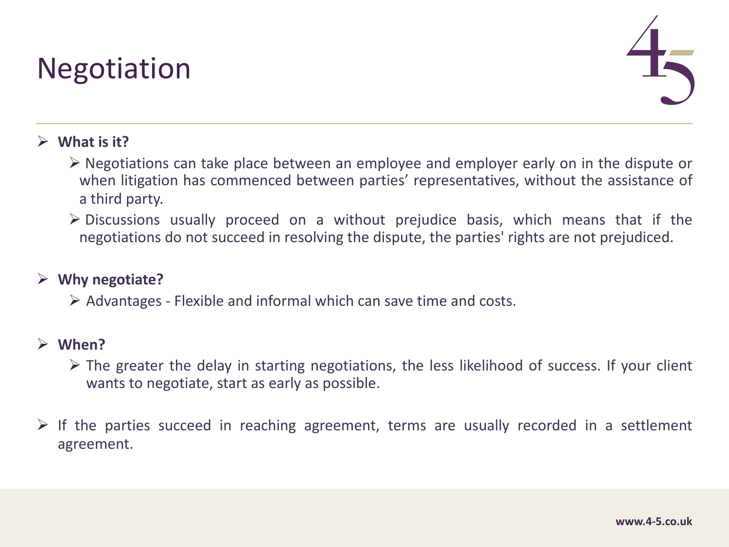# Negotiation

- **What is it?**
  - Negotiations can take place between an employee and employer early on in the dispute or when litigation has commenced between parties' representatives, without the assistance of a third party.
  - Discussions usually proceed on a without prejudice basis, which means that if the negotiations do not succeed in resolving the dispute, the parties' rights are not prejudiced.
- **Why negotiate?**
  - Advantages - Flexible and informal which can save time and costs.
- **When?**
  - The greater the delay in starting negotiations, the less likelihood of success. If your client wants to negotiate, start as early as possible.
- If the parties succeed in reaching agreement, terms are usually recorded in a settlement agreement.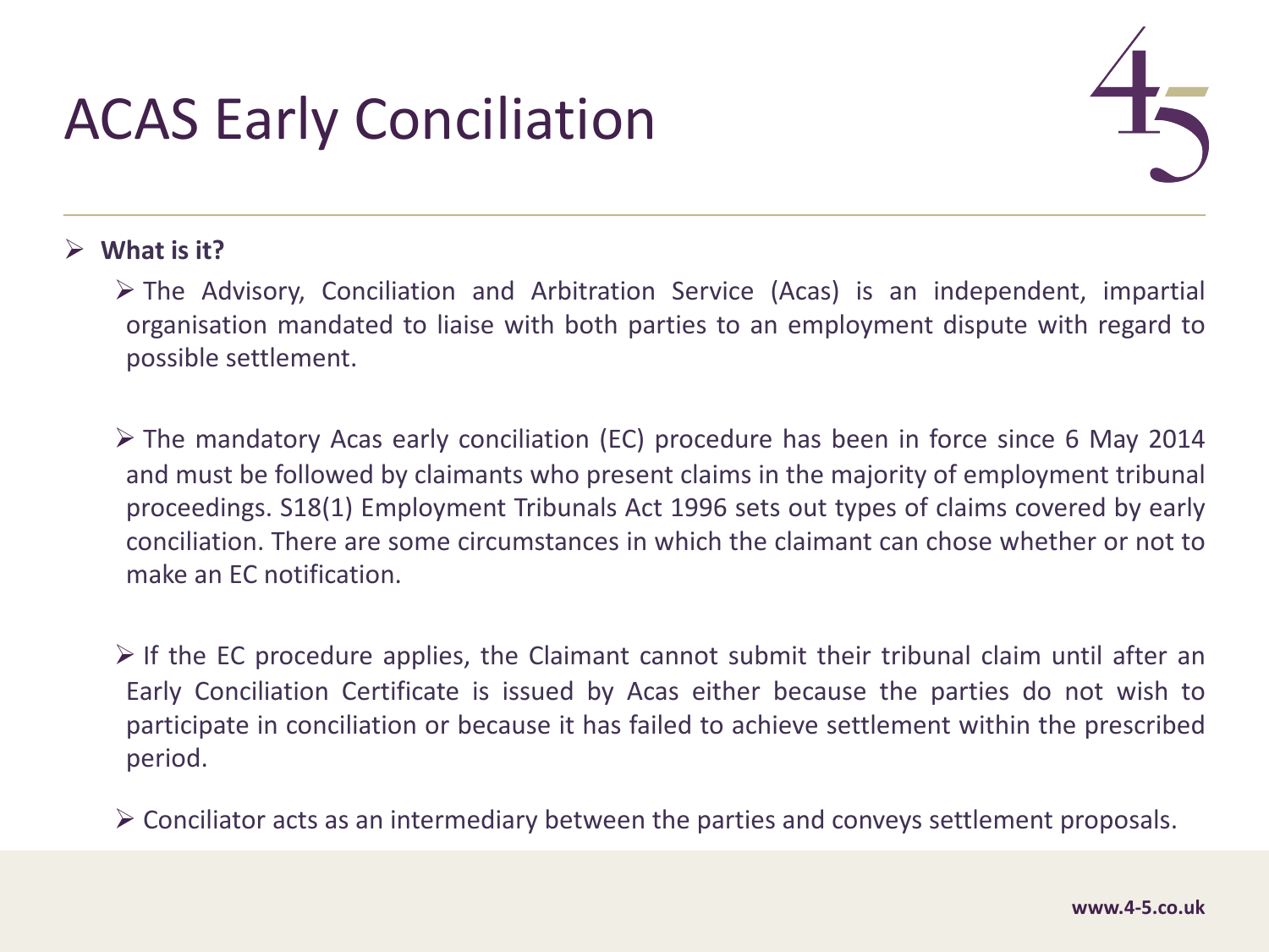# ACAS Early Conciliation

- **What is it?**
  - The Advisory, Conciliation and Arbitration Service (Acas) is an independent, impartial organisation mandated to liaise with both parties to an employment dispute with regard to possible settlement.
  - The mandatory Acas early conciliation (EC) procedure has been in force since 6 May 2014 and must be followed by claimants who present claims in the majority of employment tribunal proceedings. S18(1) Employment Tribunals Act 1996 sets out types of claims covered by early conciliation. There are some circumstances in which the claimant can chose whether or not to make an EC notification.
  - If the EC procedure applies, the Claimant cannot submit their tribunal claim until after an Early Conciliation Certificate is issued by Acas either because the parties do not wish to participate in conciliation or because it has failed to achieve settlement within the prescribed period.
  - Conciliator acts as an intermediary between the parties and conveys settlement proposals.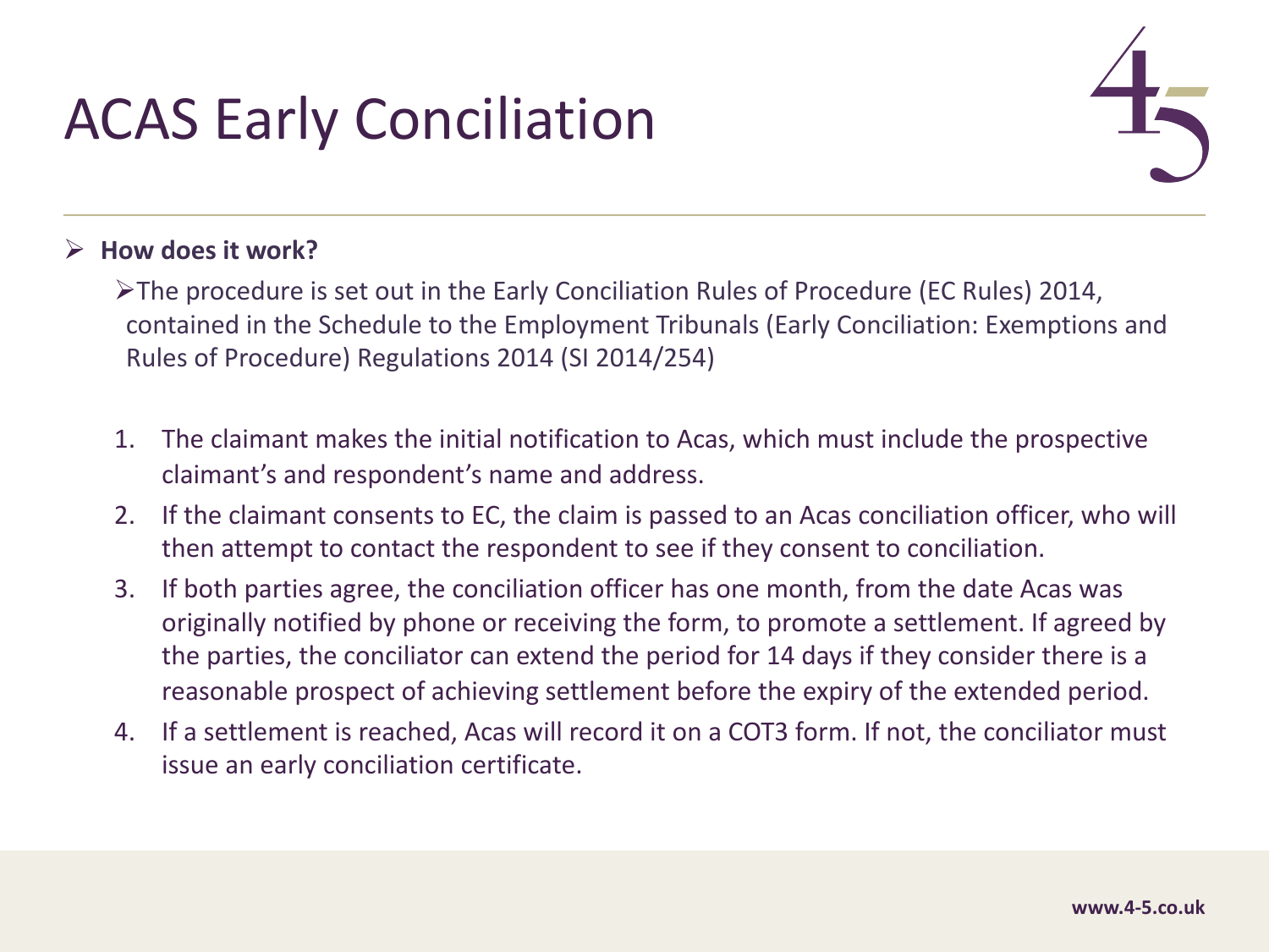# ACAS Early Conciliation

- **How does it work?**
  - The procedure is set out in the Early Conciliation Rules of Procedure (EC Rules) 2014, contained in the Schedule to the Employment Tribunals (Early Conciliation: Exemptions and Rules of Procedure) Regulations 2014 (SI 2014/254)

1. The claimant makes the initial notification to Acas, which must include the prospective claimant's and respondent's name and address.
2. If the claimant consents to EC, the claim is passed to an Acas conciliation officer, who will then attempt to contact the respondent to see if they consent to conciliation.
3. If both parties agree, the conciliation officer has one month, from the date Acas was originally notified by phone or receiving the form, to promote a settlement. If agreed by the parties, the conciliator can extend the period for 14 days if they consider there is a reasonable prospect of achieving settlement before the expiry of the extended period.
4. If a settlement is reached, Acas will record it on a COT3 form. If not, the conciliator must issue an early conciliation certificate.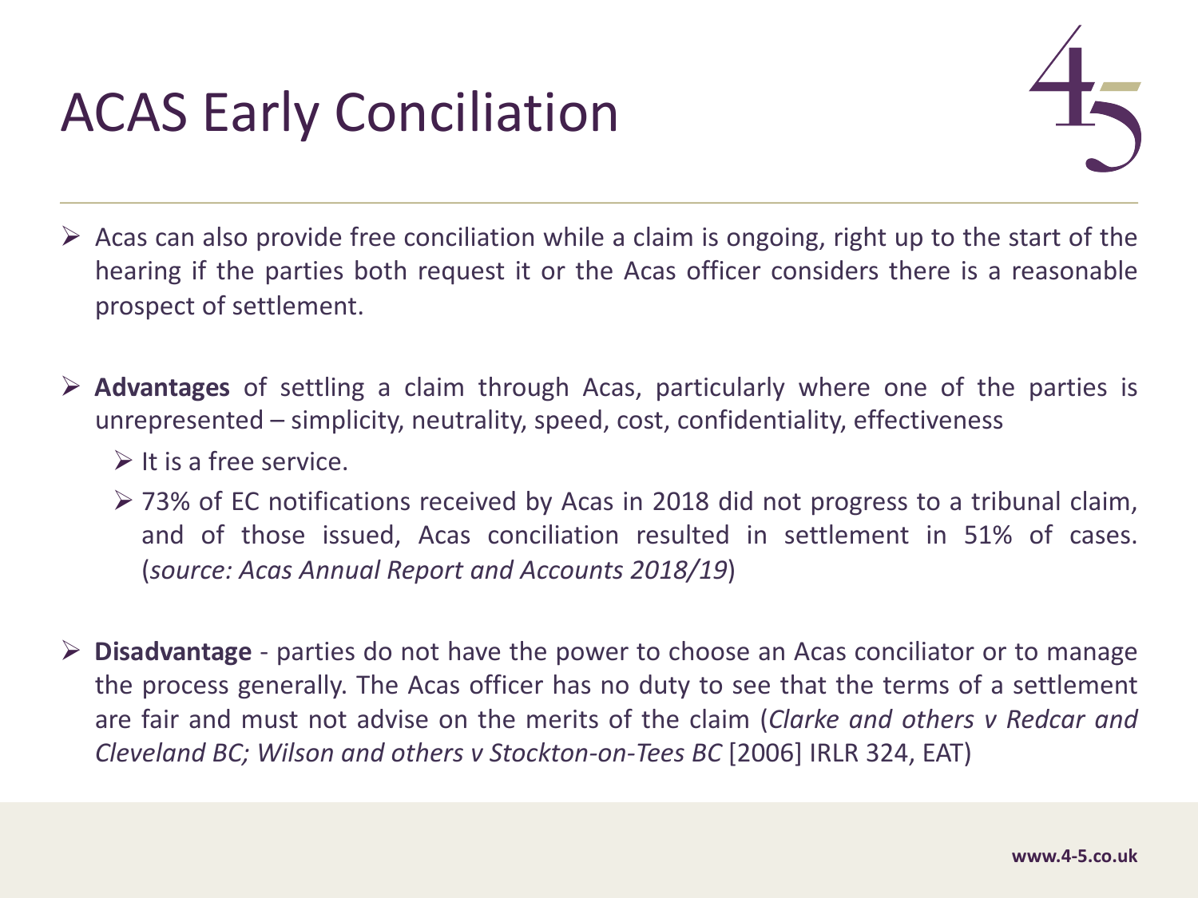# ACAS Early Conciliation

- Acas can also provide free conciliation while a claim is ongoing, right up to the start of the hearing if the parties both request it or the Acas officer considers there is a reasonable prospect of settlement.

- **Advantages** of settling a claim through Acas, particularly where one of the parties is unrepresented – simplicity, neutrality, speed, cost, confidentiality, effectiveness
  - It is a free service.
  - 73% of EC notifications received by Acas in 2018 did not progress to a tribunal claim, and of those issued, Acas conciliation resulted in settlement in 51% of cases. (*source: Acas Annual Report and Accounts 2018/19*)

- **Disadvantage** - parties do not have the power to choose an Acas conciliator or to manage the process generally. The Acas officer has no duty to see that the terms of a settlement are fair and must not advise on the merits of the claim (*Clarke and others v Redcar and Cleveland BC; Wilson and others v Stockton-on-Tees BC* [2006] IRLR 324, EAT)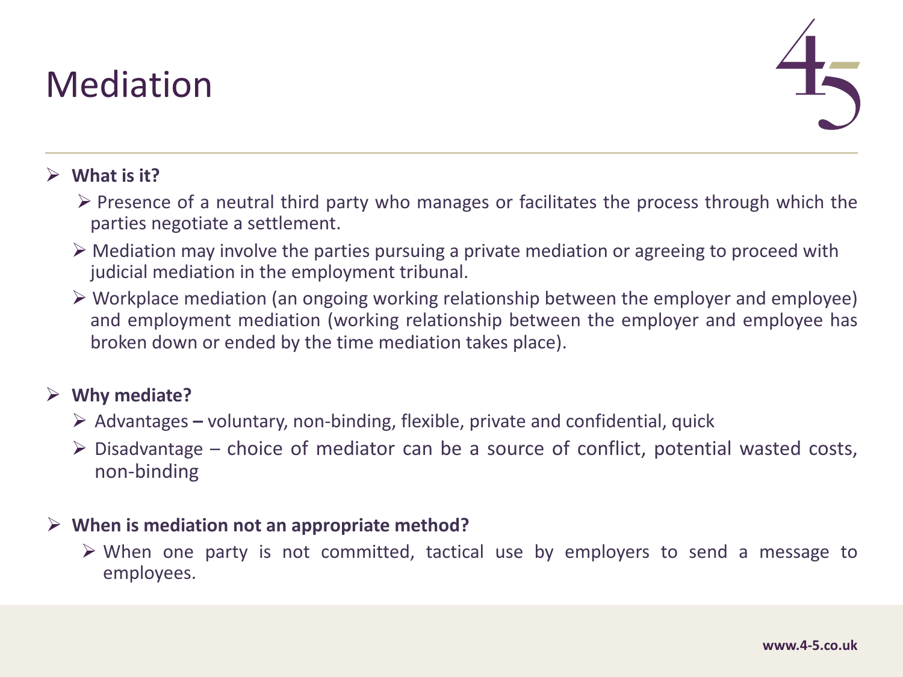# Mediation

- **What is it?**
  - Presence of a neutral third party who manages or facilitates the process through which the parties negotiate a settlement.
  - Mediation may involve the parties pursuing a private mediation or agreeing to proceed with judicial mediation in the employment tribunal.
  - Workplace mediation (an ongoing working relationship between the employer and employee) and employment mediation (working relationship between the employer and employee has broken down or ended by the time mediation takes place).

- **Why mediate?**
  - Advantages **–** voluntary, non-binding, flexible, private and confidential, quick
  - Disadvantage – choice of mediator can be a source of conflict, potential wasted costs, non-binding

- **When is mediation not an appropriate method?**
  - When one party is not committed, tactical use by employers to send a message to employees.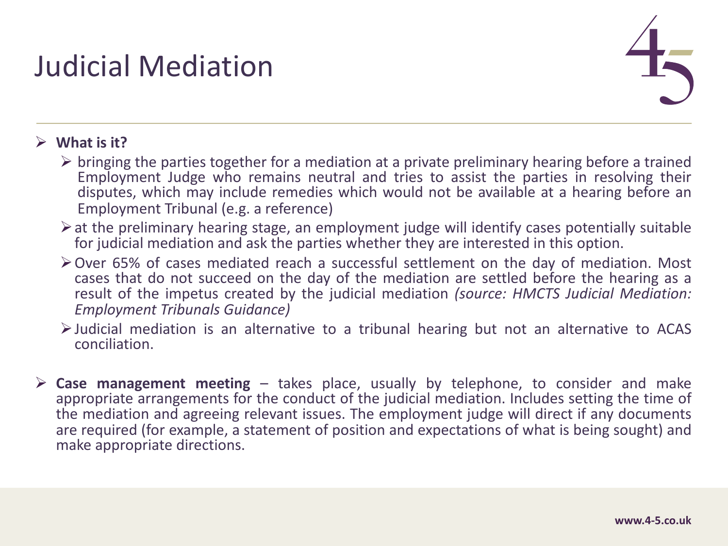# Judicial Mediation

- **What is it?**
  - bringing the parties together for a mediation at a private preliminary hearing before a trained Employment Judge who remains neutral and tries to assist the parties in resolving their disputes, which may include remedies which would not be available at a hearing before an Employment Tribunal (e.g. a reference)
  - at the preliminary hearing stage, an employment judge will identify cases potentially suitable for judicial mediation and ask the parties whether they are interested in this option.
  - Over 65% of cases mediated reach a successful settlement on the day of mediation. Most cases that do not succeed on the day of the mediation are settled before the hearing as a result of the impetus created by the judicial mediation *(source: HMCTS Judicial Mediation: Employment Tribunals Guidance)*
  - Judicial mediation is an alternative to a tribunal hearing but not an alternative to ACAS conciliation.

- **Case management meeting** – takes place, usually by telephone, to consider and make appropriate arrangements for the conduct of the judicial mediation. Includes setting the time of the mediation and agreeing relevant issues. The employment judge will direct if any documents are required (for example, a statement of position and expectations of what is being sought) and make appropriate directions.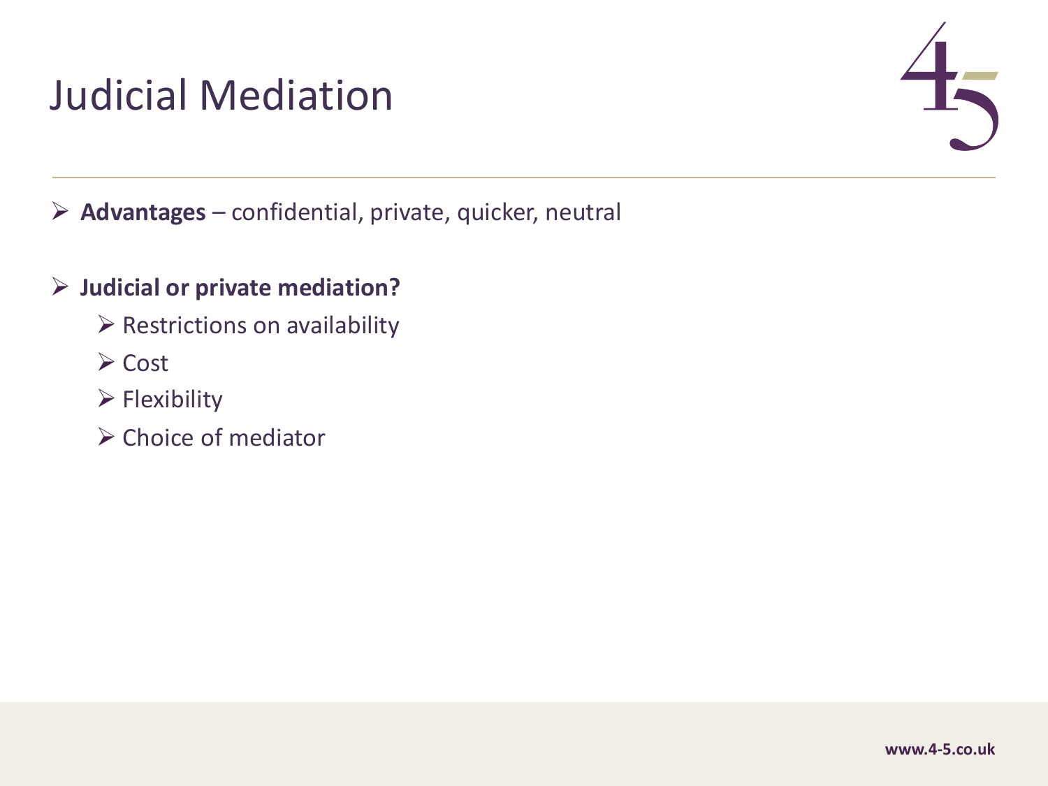# Judicial Mediation

- **Advantages** – confidential, private, quicker, neutral

- **Judicial or private mediation?**
  - Restrictions on availability
  - Cost
  - Flexibility
  - Choice of mediator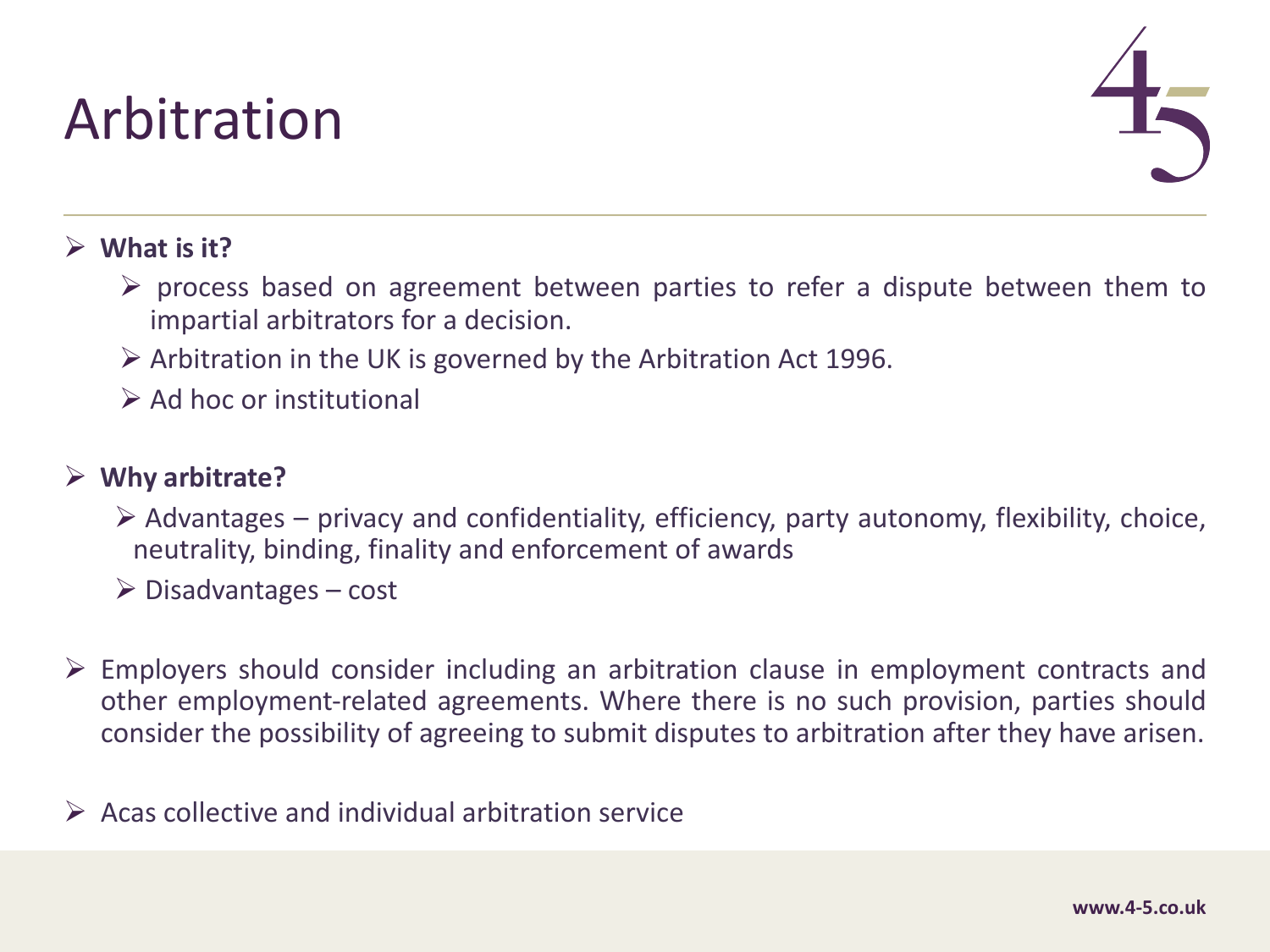# Arbitration

- **What is it?**
  - process based on agreement between parties to refer a dispute between them to impartial arbitrators for a decision.
  - Arbitration in the UK is governed by the Arbitration Act 1996.
  - Ad hoc or institutional
- **Why arbitrate?**
  - Advantages – privacy and confidentiality, efficiency, party autonomy, flexibility, choice, neutrality, binding, finality and enforcement of awards
  - Disadvantages – cost
- Employers should consider including an arbitration clause in employment contracts and other employment-related agreements. Where there is no such provision, parties should consider the possibility of agreeing to submit disputes to arbitration after they have arisen.
- Acas collective and individual arbitration service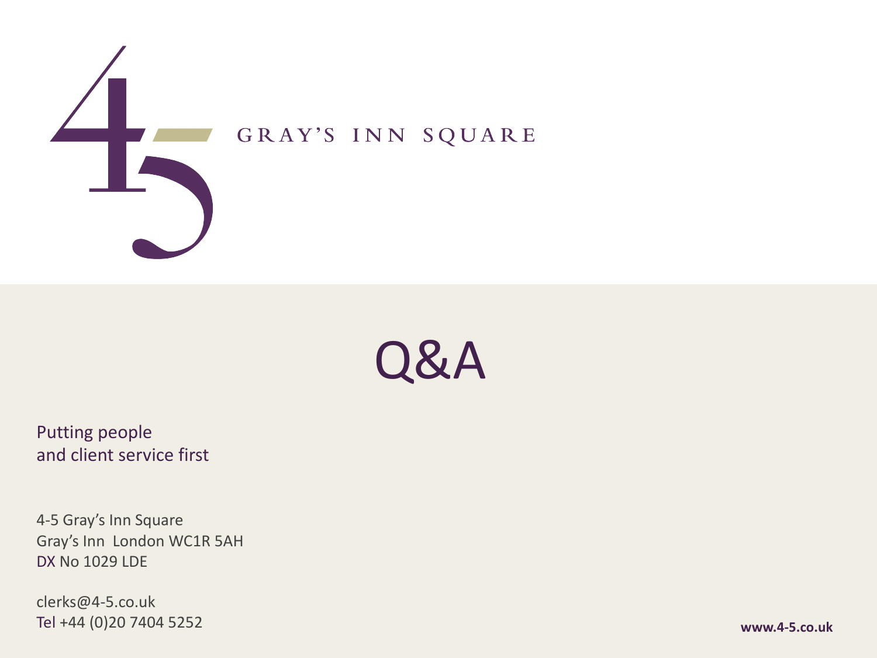GRAY'S INN SQUARE

# Q&A

Putting people
and client service first

4-5 Gray's Inn Square
Gray's Inn London WC1R 5AH
DX No 1029 LDE

clerks@4-5.co.uk
Tel +44 (0)20 7404 5252

**www.4-5.co.uk**